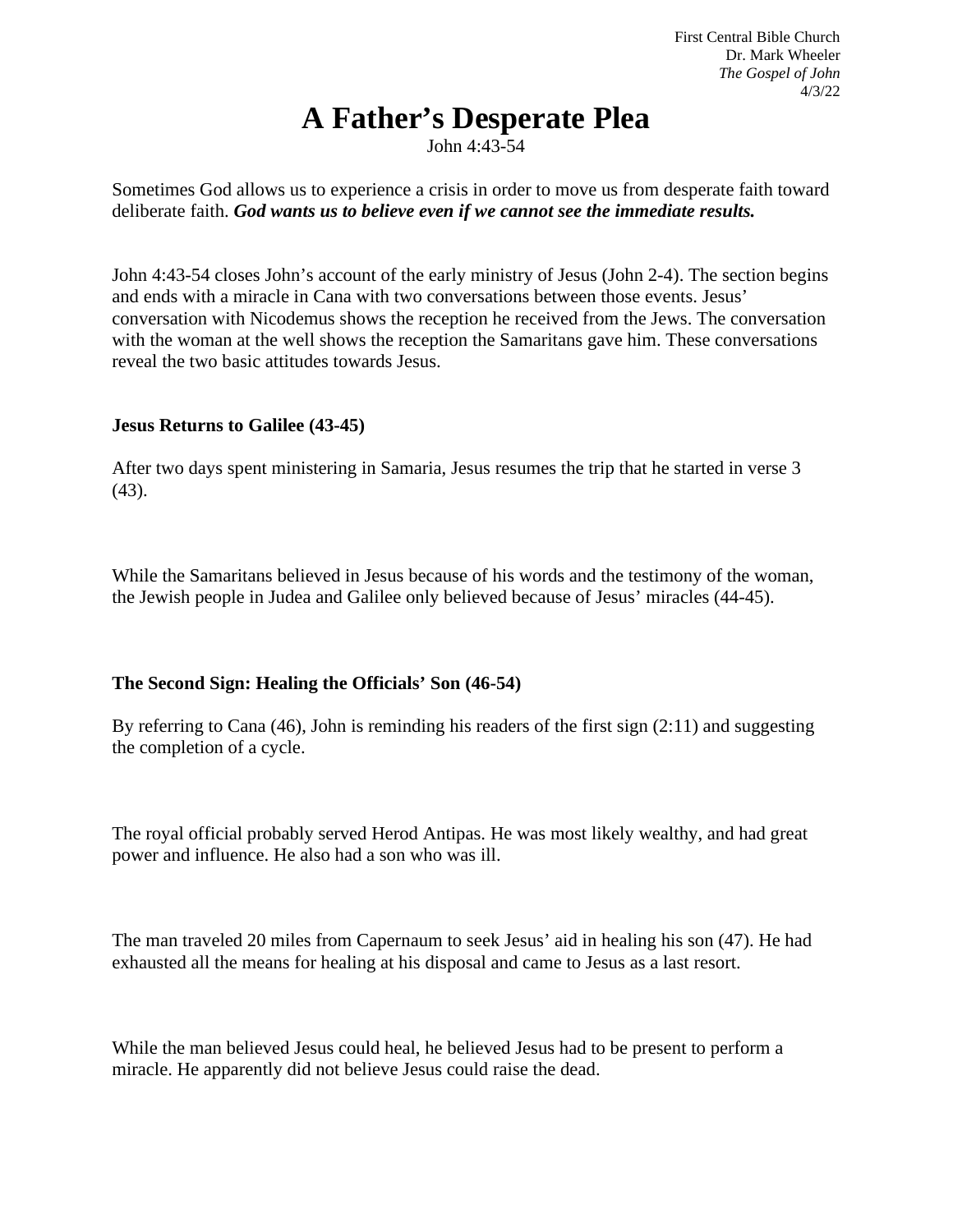First Central Bible Church
Dr. Mark Wheeler
*The Gospel of John*
4/3/22

# A Father's Desperate Plea

John 4:43-54

Sometimes God allows us to experience a crisis in order to move us from desperate faith toward deliberate faith. ***God wants us to believe even if we cannot see the immediate results.***

John 4:43-54 closes John's account of the early ministry of Jesus (John 2-4). The section begins and ends with a miracle in Cana with two conversations between those events. Jesus' conversation with Nicodemus shows the reception he received from the Jews. The conversation with the woman at the well shows the reception the Samaritans gave him. These conversations reveal the two basic attitudes towards Jesus.

**Jesus Returns to Galilee (43-45)**

After two days spent ministering in Samaria, Jesus resumes the trip that he started in verse 3 (43).

While the Samaritans believed in Jesus because of his words and the testimony of the woman, the Jewish people in Judea and Galilee only believed because of Jesus' miracles (44-45).

**The Second Sign: Healing the Officials' Son (46-54)**

By referring to Cana (46), John is reminding his readers of the first sign (2:11) and suggesting the completion of a cycle.

The royal official probably served Herod Antipas. He was most likely wealthy, and had great power and influence. He also had a son who was ill.

The man traveled 20 miles from Capernaum to seek Jesus' aid in healing his son (47). He had exhausted all the means for healing at his disposal and came to Jesus as a last resort.

While the man believed Jesus could heal, he believed Jesus had to be present to perform a miracle. He apparently did not believe Jesus could raise the dead.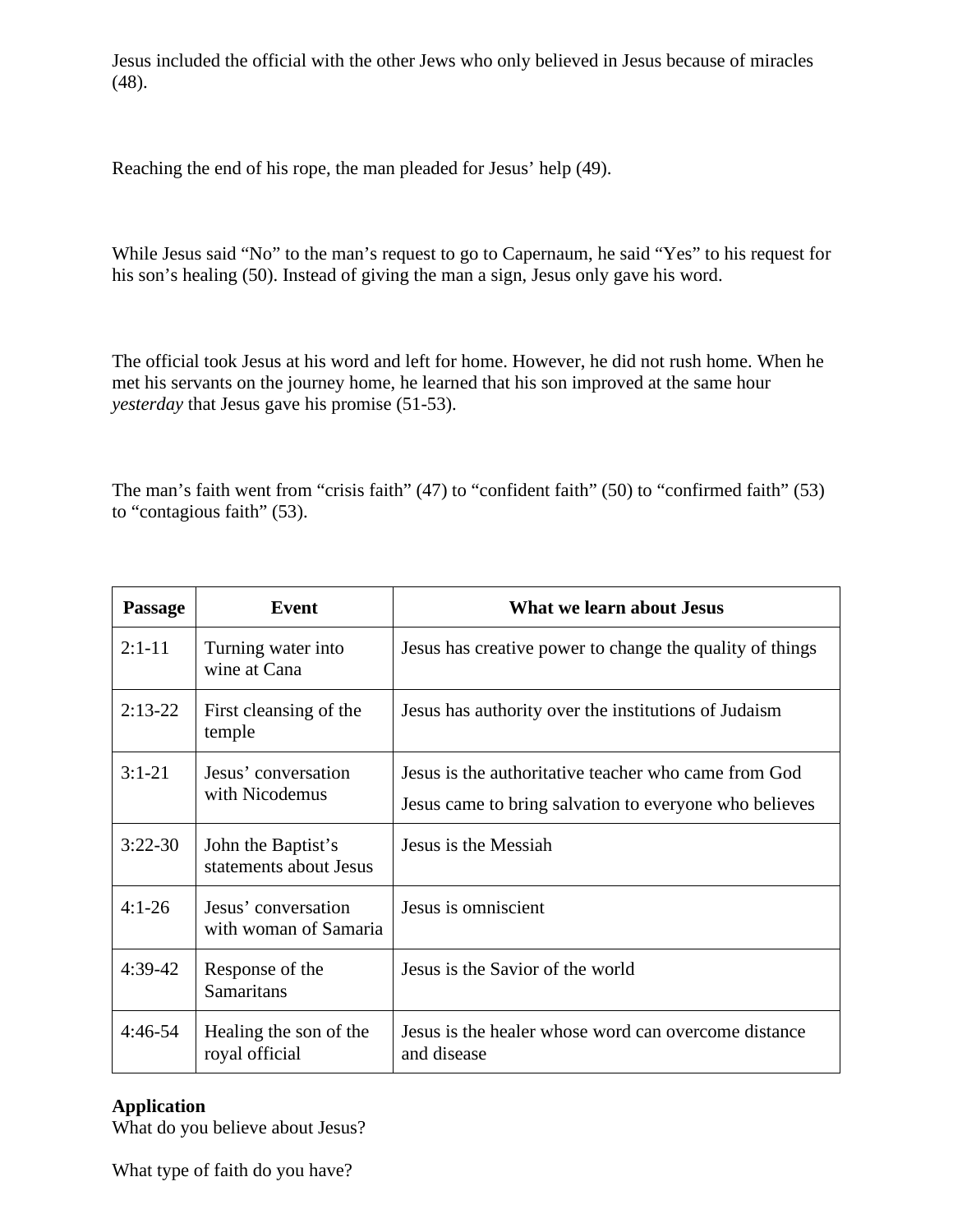Jesus included the official with the other Jews who only believed in Jesus because of miracles (48).

Reaching the end of his rope, the man pleaded for Jesus' help (49).

While Jesus said "No" to the man's request to go to Capernaum, he said "Yes" to his request for his son's healing (50). Instead of giving the man a sign, Jesus only gave his word.

The official took Jesus at his word and left for home. However, he did not rush home. When he met his servants on the journey home, he learned that his son improved at the same hour *yesterday* that Jesus gave his promise (51-53).

The man's faith went from "crisis faith" (47) to "confident faith" (50) to "confirmed faith" (53) to "contagious faith" (53).

| Passage | Event | What we learn about Jesus |
|---|---|---|
| 2:1-11 | Turning water into wine at Cana | Jesus has creative power to change the quality of things |
| 2:13-22 | First cleansing of the temple | Jesus has authority over the institutions of Judaism |
| 3:1-21 | Jesus' conversation with Nicodemus | Jesus is the authoritative teacher who came from God<br>Jesus came to bring salvation to everyone who believes |
| 3:22-30 | John the Baptist's statements about Jesus | Jesus is the Messiah |
| 4:1-26 | Jesus' conversation with woman of Samaria | Jesus is omniscient |
| 4:39-42 | Response of the Samaritans | Jesus is the Savior of the world |
| 4:46-54 | Healing the son of the royal official | Jesus is the healer whose word can overcome distance and disease |

**Application**

What do you believe about Jesus?

What type of faith do you have?